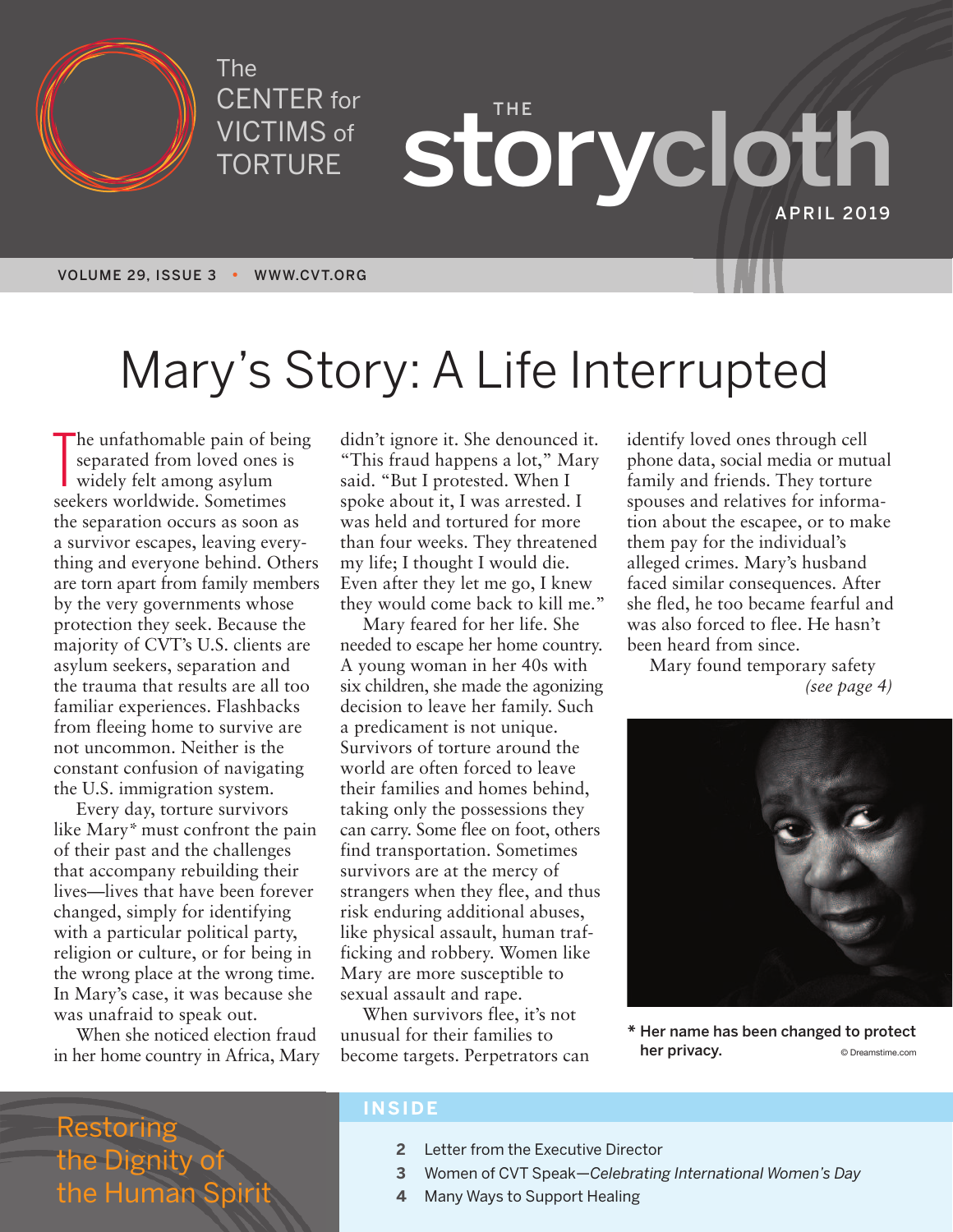The CENTER for VICTIMS of TORTURE

# THE storycloth

APRIL 2019

VOLUME 29, ISSUE 3 • WWW.CVT.ORG

# Mary's Story: A Life Interrupted

The unfathomable pain of being separated from loved ones is widely felt among asylum seekers worldwide. Sometimes the separation occurs as soon as a survivor escapes, leaving everything and everyone behind. Others are torn apart from family members by the very governments whose protection they seek. Because the majority of CVT's U.S. clients are asylum seekers, separation and the trauma that results are all too familiar experiences. Flashbacks from fleeing home to survive are not uncommon. Neither is the constant confusion of navigating the U.S. immigration system.

Every day, torture survivors like Mary* must confront the pain of their past and the challenges that accompany rebuilding their lives—lives that have been forever changed, simply for identifying with a particular political party, religion or culture, or for being in the wrong place at the wrong time. In Mary's case, it was because she was unafraid to speak out.

When she noticed election fraud in her home country in Africa, Mary didn't ignore it. She denounced it. "This fraud happens a lot," Mary said. "But I protested. When I spoke about it, I was arrested. I was held and tortured for more than four weeks. They threatened my life; I thought I would die. Even after they let me go, I knew they would come back to kill me."

Mary feared for her life. She needed to escape her home country. A young woman in her 40s with six children, she made the agonizing decision to leave her family. Such a predicament is not unique. Survivors of torture around the world are often forced to leave their families and homes behind, taking only the possessions they can carry. Some flee on foot, others find transportation. Sometimes survivors are at the mercy of strangers when they flee, and thus risk enduring additional abuses, like physical assault, human trafficking and robbery. Women like Mary are more susceptible to sexual assault and rape.

When survivors flee, it's not unusual for their families to become targets. Perpetrators can identify loved ones through cell phone data, social media or mutual family and friends. They torture spouses and relatives for information about the escapee, or to make them pay for the individual's alleged crimes. Mary's husband faced similar consequences. After she fled, he too became fearful and was also forced to flee. He hasn't been heard from since.

Mary found temporary safety *(see page 4)*

**\* Her name has been changed to protect her privacy.**

© Dreamstime.com

Restoring the Dignity of the Human Spirit

## INSIDE

- **2** Letter from the Executive Director
- **3** Women of CVT Speak—*Celebrating International Women's Day*
- **4** Many Ways to Support Healing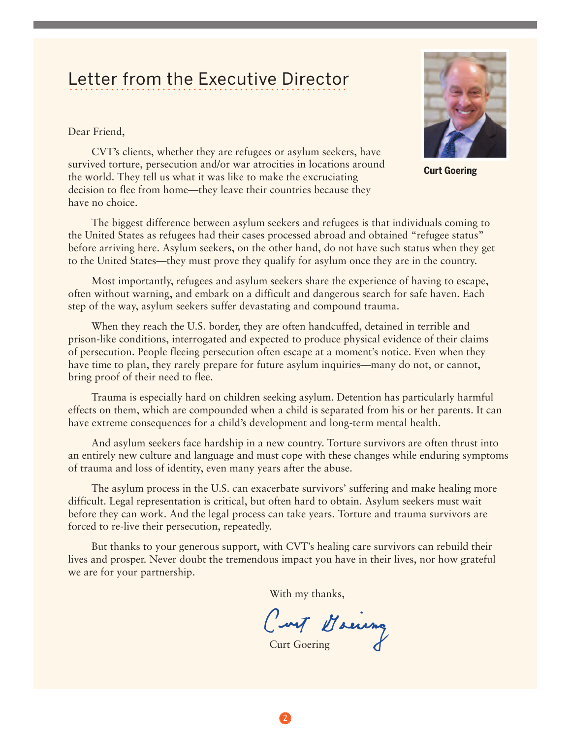# Letter from the Executive Director

**Curt Goering**

Dear Friend,

CVT's clients, whether they are refugees or asylum seekers, have survived torture, persecution and/or war atrocities in locations around the world. They tell us what it was like to make the excruciating decision to flee from home—they leave their countries because they have no choice.

The biggest difference between asylum seekers and refugees is that individuals coming to the United States as refugees had their cases processed abroad and obtained "refugee status" before arriving here. Asylum seekers, on the other hand, do not have such status when they get to the United States—they must prove they qualify for asylum once they are in the country.

Most importantly, refugees and asylum seekers share the experience of having to escape, often without warning, and embark on a difficult and dangerous search for safe haven. Each step of the way, asylum seekers suffer devastating and compound trauma.

When they reach the U.S. border, they are often handcuffed, detained in terrible and prison-like conditions, interrogated and expected to produce physical evidence of their claims of persecution. People fleeing persecution often escape at a moment's notice. Even when they have time to plan, they rarely prepare for future asylum inquiries—many do not, or cannot, bring proof of their need to flee.

Trauma is especially hard on children seeking asylum. Detention has particularly harmful effects on them, which are compounded when a child is separated from his or her parents. It can have extreme consequences for a child's development and long-term mental health.

And asylum seekers face hardship in a new country. Torture survivors are often thrust into an entirely new culture and language and must cope with these changes while enduring symptoms of trauma and loss of identity, even many years after the abuse.

The asylum process in the U.S. can exacerbate survivors' suffering and make healing more difficult. Legal representation is critical, but often hard to obtain. Asylum seekers must wait before they can work. And the legal process can take years. Torture and trauma survivors are forced to re-live their persecution, repeatedly.

But thanks to your generous support, with CVT's healing care survivors can rebuild their lives and prosper. Never doubt the tremendous impact you have in their lives, nor how grateful we are for your partnership.

With my thanks,

Curt Goering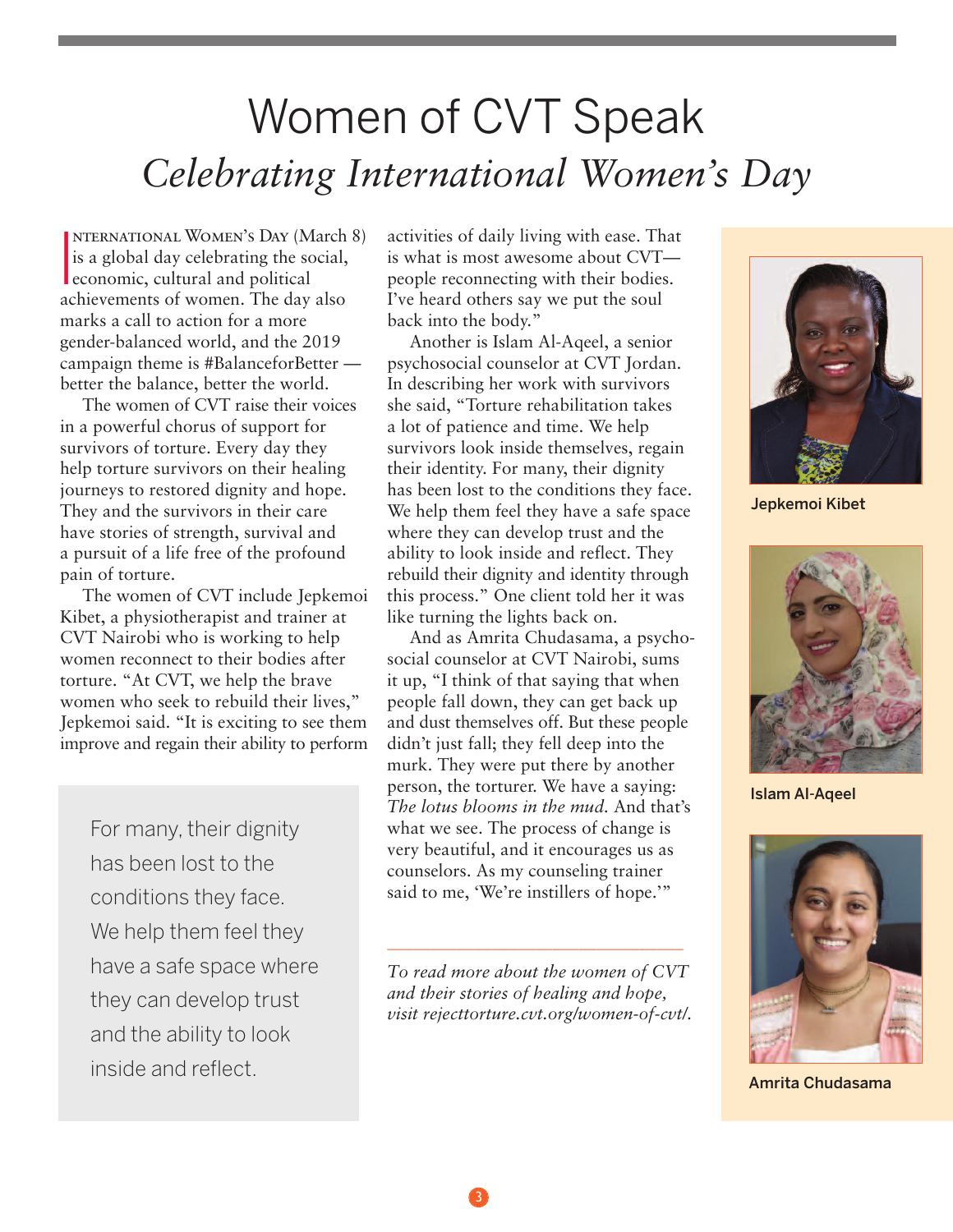# Women of CVT Speak

## *Celebrating International Women's Day*

International Women's Day (March 8) is a global day celebrating the social, economic, cultural and political achievements of women. The day also marks a call to action for a more gender-balanced world, and the 2019 campaign theme is #BalanceforBetter — better the balance, better the world.

The women of CVT raise their voices in a powerful chorus of support for survivors of torture. Every day they help torture survivors on their healing journeys to restored dignity and hope. They and the survivors in their care have stories of strength, survival and a pursuit of a life free of the profound pain of torture.

The women of CVT include Jepkemoi Kibet, a physiotherapist and trainer at CVT Nairobi who is working to help women reconnect to their bodies after torture. "At CVT, we help the brave women who seek to rebuild their lives," Jepkemoi said. "It is exciting to see them improve and regain their ability to perform activities of daily living with ease. That is what is most awesome about CVT—people reconnecting with their bodies. I've heard others say we put the soul back into the body."

Another is Islam Al-Aqeel, a senior psychosocial counselor at CVT Jordan. In describing her work with survivors she said, "Torture rehabilitation takes a lot of patience and time. We help survivors look inside themselves, regain their identity. For many, their dignity has been lost to the conditions they face. We help them feel they have a safe space where they can develop trust and the ability to look inside and reflect. They rebuild their dignity and identity through this process." One client told her it was like turning the lights back on.

> For many, their dignity has been lost to the conditions they face. We help them feel they have a safe space where they can develop trust and the ability to look inside and reflect.

And as Amrita Chudasama, a psychosocial counselor at CVT Nairobi, sums it up, "I think of that saying that when people fall down, they can get back up and dust themselves off. But these people didn't just fall; they fell deep into the murk. They were put there by another person, the torturer. We have a saying: *The lotus blooms in the mud.* And that's what we see. The process of change is very beautiful, and it encourages us as counselors. As my counseling trainer said to me, 'We're instillers of hope.'"

---

*To read more about the women of CVT and their stories of healing and hope, visit rejecttorture.cvt.org/women-of-cvt/.*

Jepkemoi Kibet

Islam Al-Aqeel

Amrita Chudasama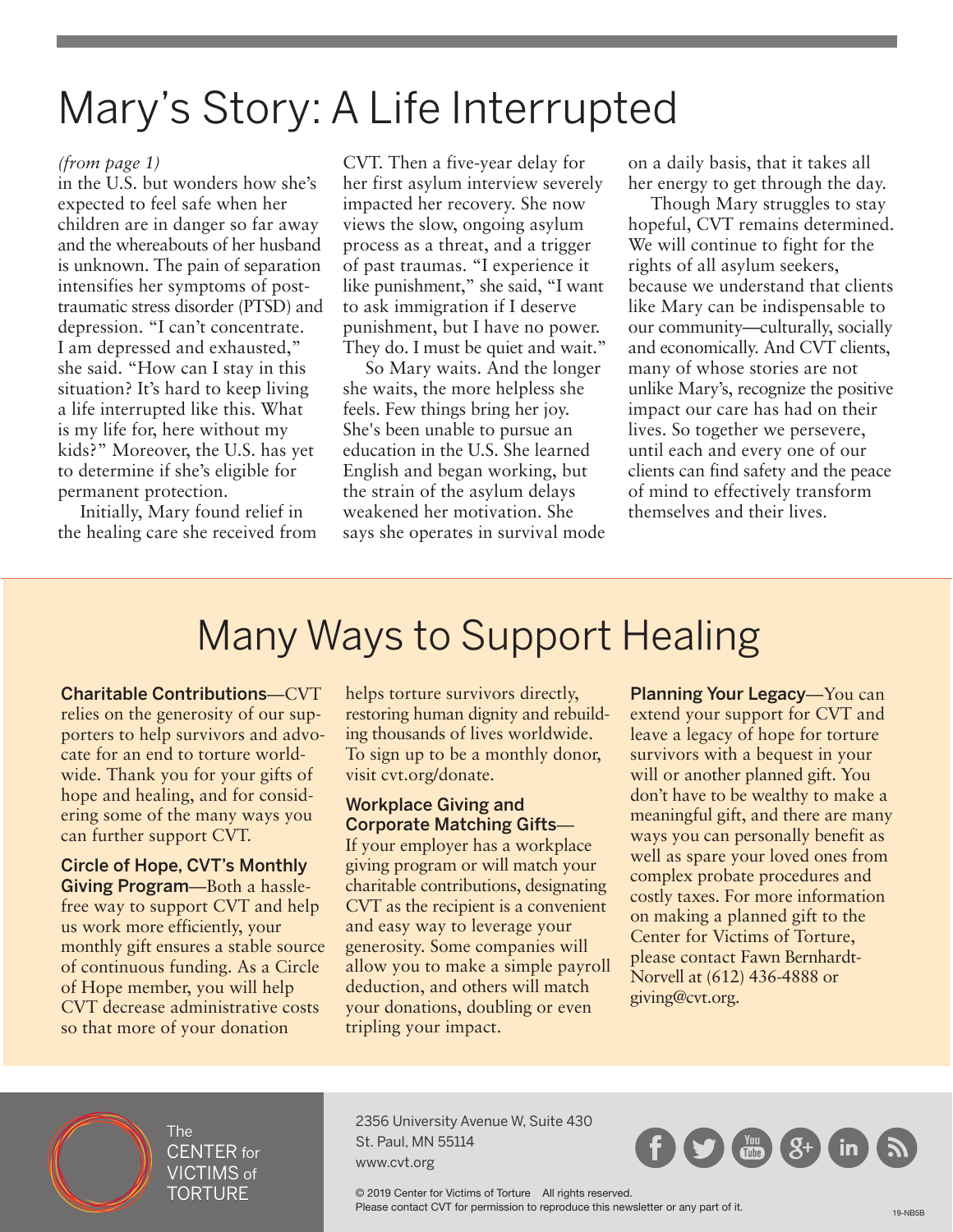# Mary's Story: A Life Interrupted

*(from page 1)*
in the U.S. but wonders how she's expected to feel safe when her children are in danger so far away and the whereabouts of her husband is unknown. The pain of separation intensifies her symptoms of post-traumatic stress disorder (PTSD) and depression. "I can't concentrate. I am depressed and exhausted," she said. "How can I stay in this situation? It's hard to keep living a life interrupted like this. What is my life for, here without my kids?" Moreover, the U.S. has yet to determine if she's eligible for permanent protection.

Initially, Mary found relief in the healing care she received from CVT. Then a five-year delay for her first asylum interview severely impacted her recovery. She now views the slow, ongoing asylum process as a threat, and a trigger of past traumas. "I experience it like punishment," she said, "I want to ask immigration if I deserve punishment, but I have no power. They do. I must be quiet and wait."

So Mary waits. And the longer she waits, the more helpless she feels. Few things bring her joy. She's been unable to pursue an education in the U.S. She learned English and began working, but the strain of the asylum delays weakened her motivation. She says she operates in survival mode on a daily basis, that it takes all her energy to get through the day.

Though Mary struggles to stay hopeful, CVT remains determined. We will continue to fight for the rights of all asylum seekers, because we understand that clients like Mary can be indispensable to our community—culturally, socially and economically. And CVT clients, many of whose stories are not unlike Mary's, recognize the positive impact our care has had on their lives. So together we persevere, until each and every one of our clients can find safety and the peace of mind to effectively transform themselves and their lives.

# Many Ways to Support Healing

**Charitable Contributions**—CVT relies on the generosity of our supporters to help survivors and advocate for an end to torture worldwide. Thank you for your gifts of hope and healing, and for considering some of the many ways you can further support CVT.

**Circle of Hope, CVT's Monthly Giving Program**—Both a hassle-free way to support CVT and help us work more efficiently, your monthly gift ensures a stable source of continuous funding. As a Circle of Hope member, you will help CVT decrease administrative costs so that more of your donation helps torture survivors directly, restoring human dignity and rebuilding thousands of lives worldwide. To sign up to be a monthly donor, visit cvt.org/donate.

**Workplace Giving and Corporate Matching Gifts**—If your employer has a workplace giving program or will match your charitable contributions, designating CVT as the recipient is a convenient and easy way to leverage your generosity. Some companies will allow you to make a simple payroll deduction, and others will match your donations, doubling or even tripling your impact.

**Planning Your Legacy**—You can extend your support for CVT and leave a legacy of hope for torture survivors with a bequest in your will or another planned gift. You don't have to be wealthy to make a meaningful gift, and there are many ways you can personally benefit as well as spare your loved ones from complex probate procedures and costly taxes. For more information on making a planned gift to the Center for Victims of Torture, please contact Fawn Bernhardt-Norvell at (612) 436-4888 or giving@cvt.org.

The CENTER for VICTIMS of TORTURE

2356 University Avenue W, Suite 430
St. Paul, MN 55114
www.cvt.org

© 2019 Center for Victims of Torture All rights reserved.
Please contact CVT for permission to reproduce this newsletter or any part of it.

19-NB5B